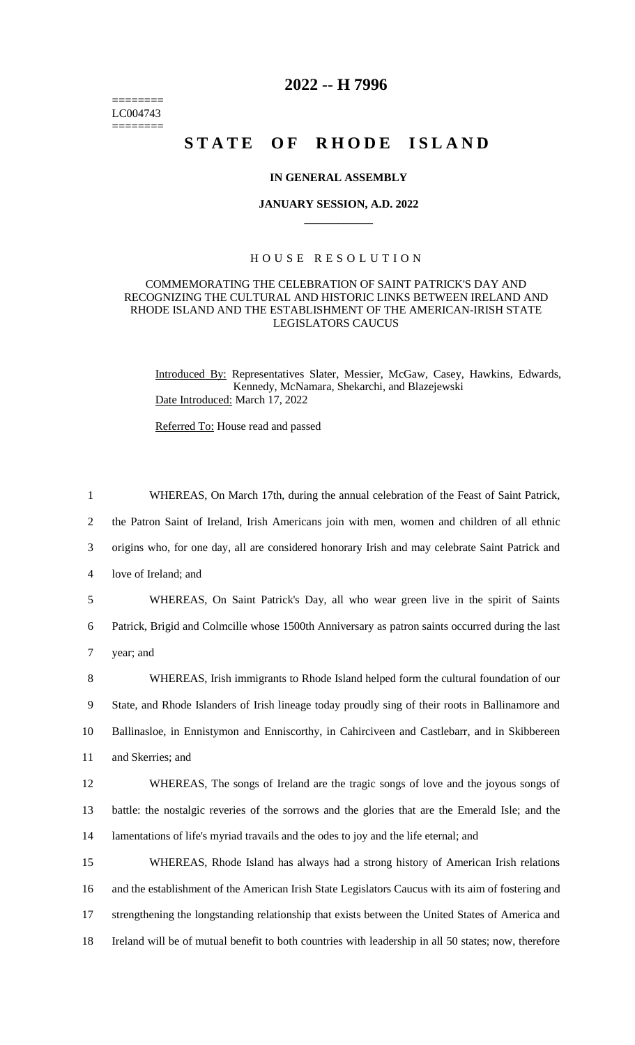========
LC004743
========

# 2022 -- H 7996

# STATE OF RHODE ISLAND

### IN GENERAL ASSEMBLY

### JANUARY SESSION, A.D. 2022

---

### HOUSE RESOLUTION

#### COMMEMORATING THE CELEBRATION OF SAINT PATRICK'S DAY AND RECOGNIZING THE CULTURAL AND HISTORIC LINKS BETWEEN IRELAND AND RHODE ISLAND AND THE ESTABLISHMENT OF THE AMERICAN-IRISH STATE LEGISLATORS CAUCUS

Introduced By: Representatives Slater, Messier, McGaw, Casey, Hawkins, Edwards, Kennedy, McNamara, Shekarchi, and Blazejewski
Date Introduced: March 17, 2022

Referred To: House read and passed

1 WHEREAS, On March 17th, during the annual celebration of the Feast of Saint Patrick,
2 the Patron Saint of Ireland, Irish Americans join with men, women and children of all ethnic
3 origins who, for one day, all are considered honorary Irish and may celebrate Saint Patrick and
4 love of Ireland; and

5 WHEREAS, On Saint Patrick's Day, all who wear green live in the spirit of Saints
6 Patrick, Brigid and Colmcille whose 1500th Anniversary as patron saints occurred during the last
7 year; and

8 WHEREAS, Irish immigrants to Rhode Island helped form the cultural foundation of our
9 State, and Rhode Islanders of Irish lineage today proudly sing of their roots in Ballinamore and
10 Ballinasloe, in Ennistymon and Enniscorthy, in Cahirciveen and Castlebarr, and in Skibbereen
11 and Skerries; and

12 WHEREAS, The songs of Ireland are the tragic songs of love and the joyous songs of
13 battle: the nostalgic reveries of the sorrows and the glories that are the Emerald Isle; and the
14 lamentations of life's myriad travails and the odes to joy and the life eternal; and

15 WHEREAS, Rhode Island has always had a strong history of American Irish relations
16 and the establishment of the American Irish State Legislators Caucus with its aim of fostering and
17 strengthening the longstanding relationship that exists between the United States of America and
18 Ireland will be of mutual benefit to both countries with leadership in all 50 states; now, therefore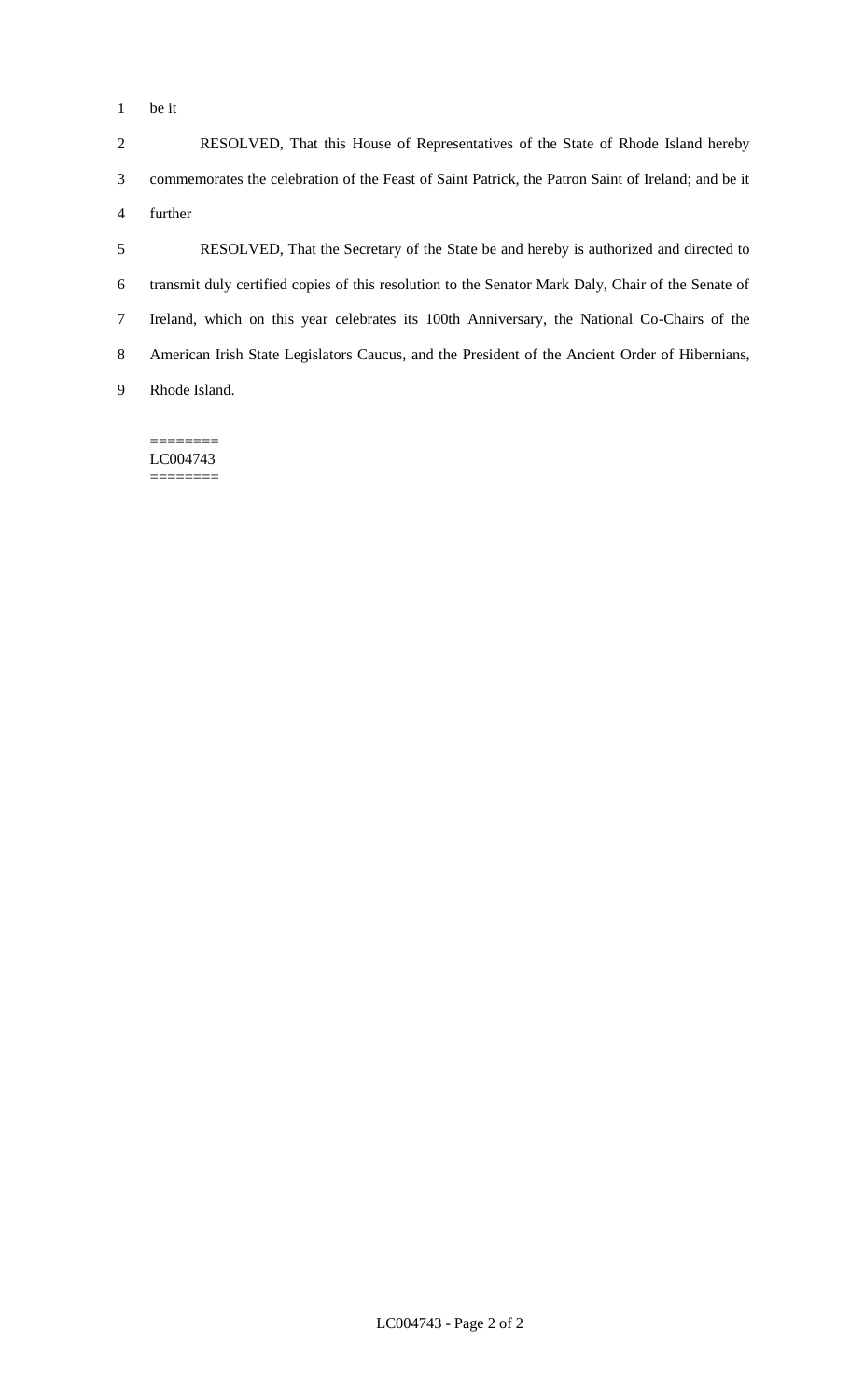be it

RESOLVED, That this House of Representatives of the State of Rhode Island hereby commemorates the celebration of the Feast of Saint Patrick, the Patron Saint of Ireland; and be it further

RESOLVED, That the Secretary of the State be and hereby is authorized and directed to transmit duly certified copies of this resolution to the Senator Mark Daly, Chair of the Senate of Ireland, which on this year celebrates its 100th Anniversary, the National Co-Chairs of the American Irish State Legislators Caucus, and the President of the Ancient Order of Hibernians, Rhode Island.

========
LC004743
========